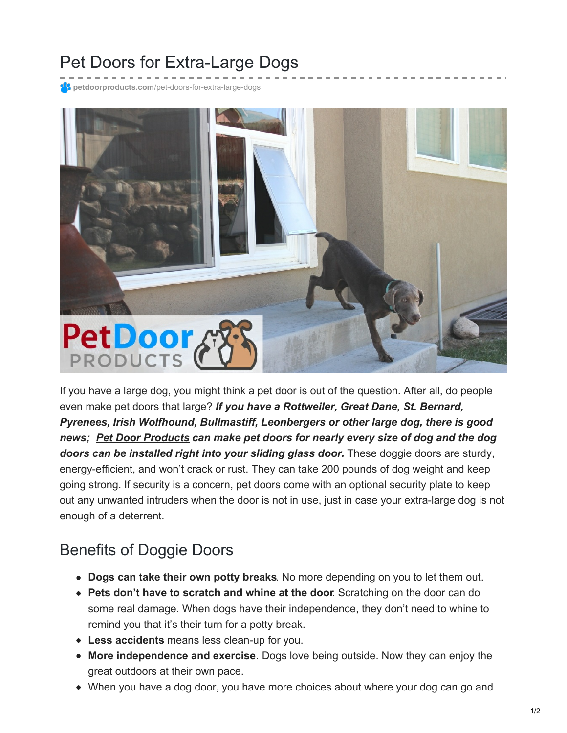# Pet Doors for Extra-Large Dogs

petdoorproducts.com/pet-doors-for-extra-large-dogs

If you have a large dog, you might think a pet door is out of the question. After all, do people even make pet doors that large? ***If you have a Rottweiler, Great Dane, St. Bernard, Pyrenees, Irish Wolfhound, Bullmastiff, Leonbergers or other large dog, there is good news; Pet Door Products can make pet doors for nearly every size of dog and the dog doors can be installed right into your sliding glass door.*** These doggie doors are sturdy, energy-efficient, and won't crack or rust. They can take 200 pounds of dog weight and keep going strong. If security is a concern, pet doors come with an optional security plate to keep out any unwanted intruders when the door is not in use, just in case your extra-large dog is not enough of a deterrent.

## Benefits of Doggie Doors

- **Dogs can take their own potty breaks**. No more depending on you to let them out.
- **Pets don't have to scratch and whine at the door**. Scratching on the door can do some real damage. When dogs have their independence, they don't need to whine to remind you that it's their turn for a potty break.
- **Less accidents** means less clean-up for you.
- **More independence and exercise**. Dogs love being outside. Now they can enjoy the great outdoors at their own pace.
- When you have a dog door, you have more choices about where your dog can go and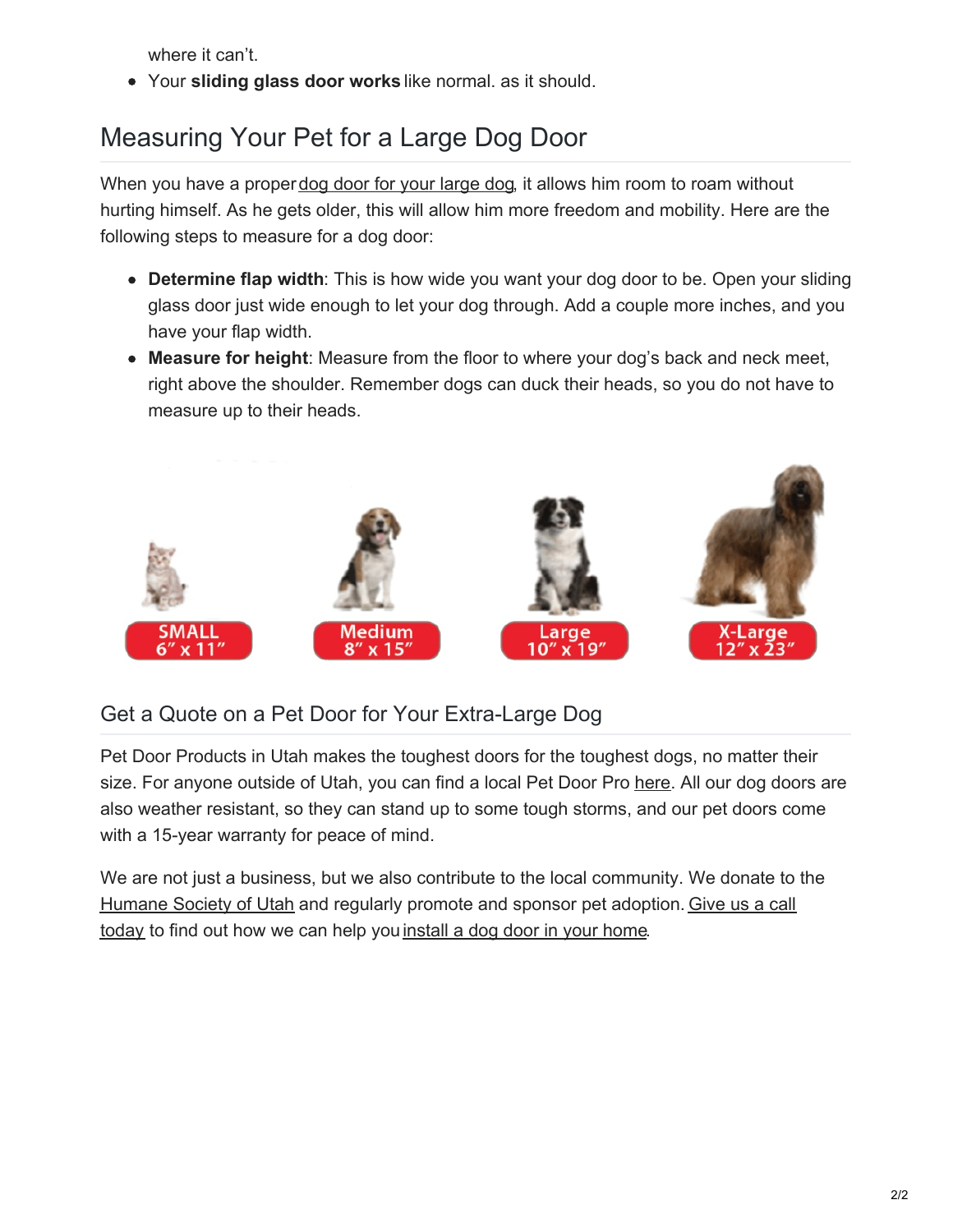where it can't.

- Your **sliding glass door works** like normal. as it should.

## Measuring Your Pet for a Large Dog Door

When you have a proper dog door for your large dog, it allows him room to roam without hurting himself. As he gets older, this will allow him more freedom and mobility. Here are the following steps to measure for a dog door:

- **Determine flap width**: This is how wide you want your dog door to be. Open your sliding glass door just wide enough to let your dog through. Add a couple more inches, and you have your flap width.
- **Measure for height**: Measure from the floor to where your dog's back and neck meet, right above the shoulder. Remember dogs can duck their heads, so you do not have to measure up to their heads.

SMALL 6″ x 11″

Medium 8″ x 15″

Large 10″ x 19″

X-Large 12″ x 23″

### Get a Quote on a Pet Door for Your Extra-Large Dog

Pet Door Products in Utah makes the toughest doors for the toughest dogs, no matter their size. For anyone outside of Utah, you can find a local Pet Door Pro here. All our dog doors are also weather resistant, so they can stand up to some tough storms, and our pet doors come with a 15-year warranty for peace of mind.

We are not just a business, but we also contribute to the local community. We donate to the Humane Society of Utah and regularly promote and sponsor pet adoption. Give us a call today to find out how we can help you install a dog door in your home.